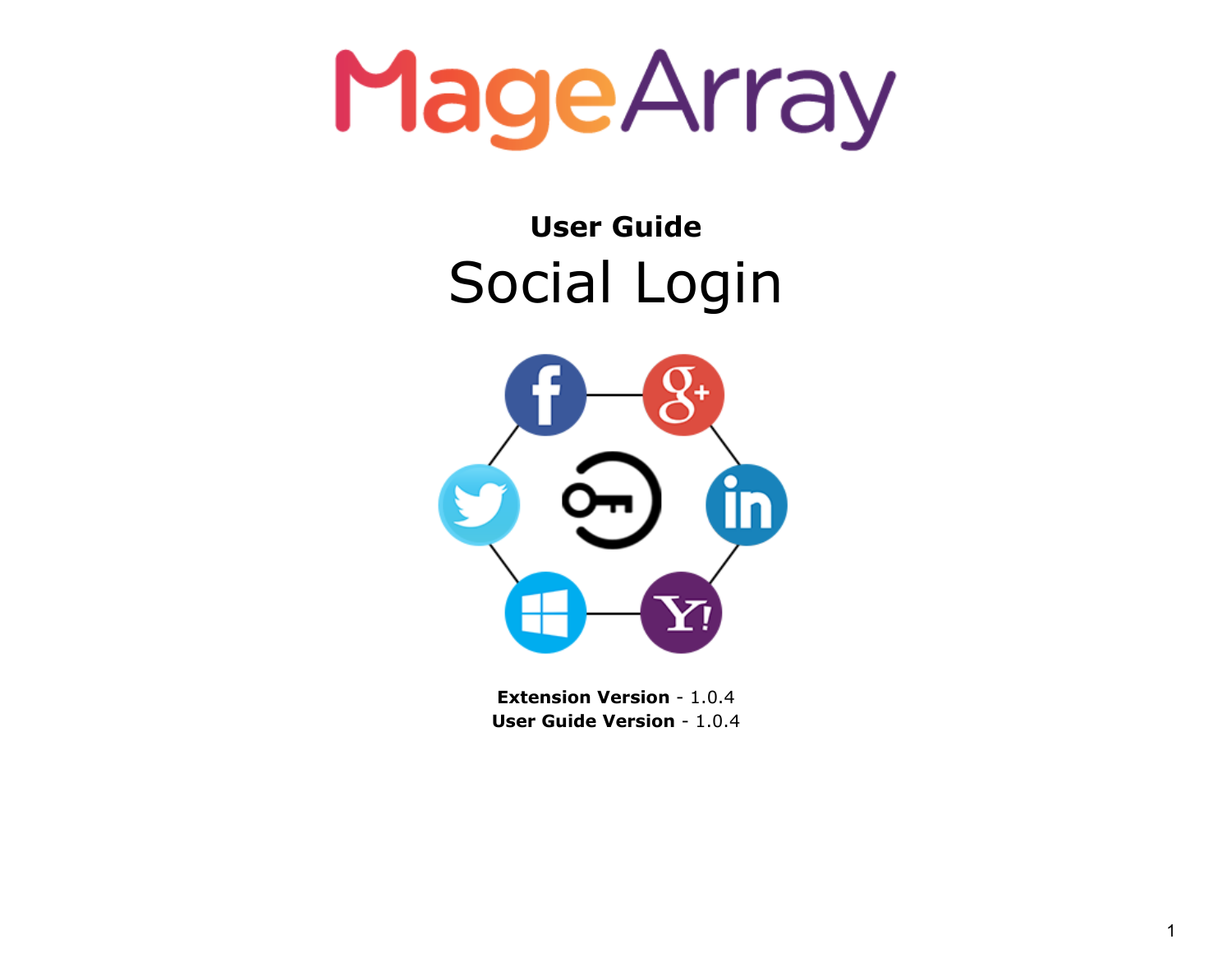MageArray

**User Guide**

# Social Login

**Extension Version** - 1.0.4
**User Guide Version** - 1.0.4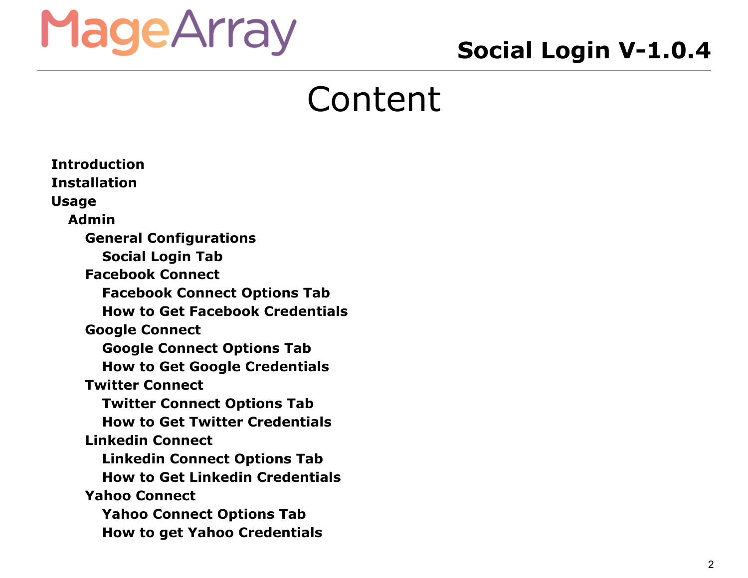# Content

- **Introduction**
- **Installation**
- **Usage**
  - **Admin**
    - **General Configurations**
      - **Social Login Tab**
    - **Facebook Connect**
      - **Facebook Connect Options Tab**
      - **How to Get Facebook Credentials**
    - **Google Connect**
      - **Google Connect Options Tab**
      - **How to Get Google Credentials**
    - **Twitter Connect**
      - **Twitter Connect Options Tab**
      - **How to Get Twitter Credentials**
    - **Linkedin Connect**
      - **Linkedin Connect Options Tab**
      - **How to Get Linkedin Credentials**
    - **Yahoo Connect**
      - **Yahoo Connect Options Tab**
      - **How to get Yahoo Credentials**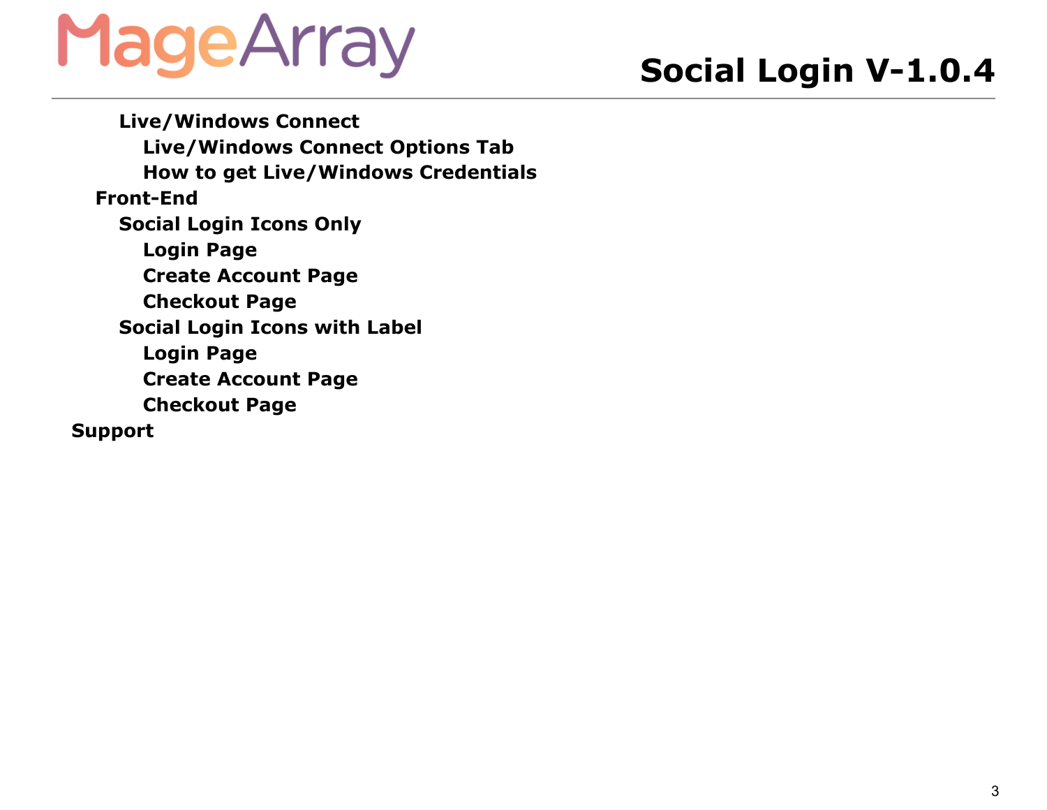- **Live/Windows Connect**
  - **Live/Windows Connect Options Tab**
  - **How to get Live/Windows Credentials**
- **Front-End**
  - **Social Login Icons Only**
    - **Login Page**
    - **Create Account Page**
    - **Checkout Page**
  - **Social Login Icons with Label**
    - **Login Page**
    - **Create Account Page**
    - **Checkout Page**
- **Support**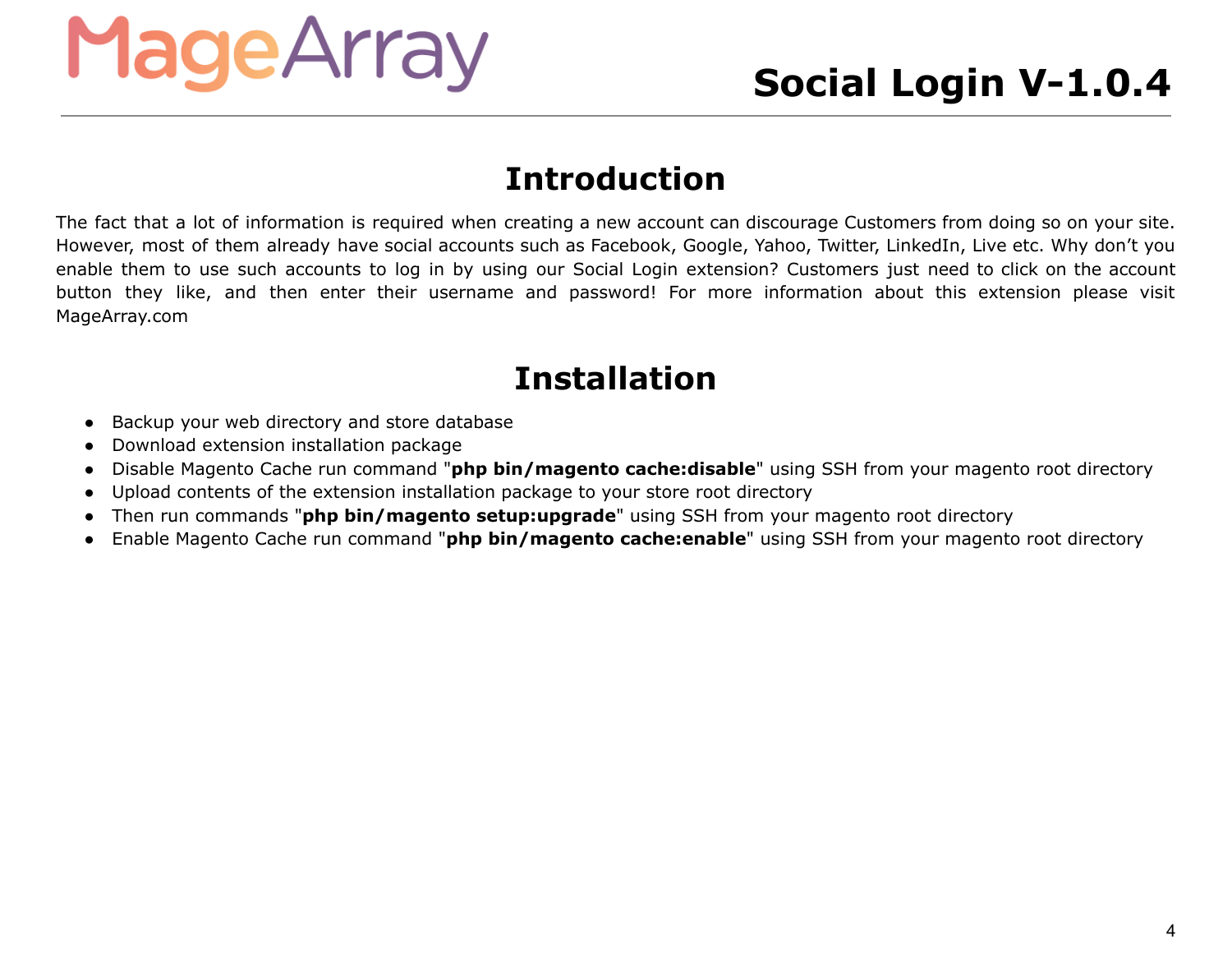# Social Login V-1.0.4

## Introduction

The fact that a lot of information is required when creating a new account can discourage Customers from doing so on your site. However, most of them already have social accounts such as Facebook, Google, Yahoo, Twitter, LinkedIn, Live etc. Why don't you enable them to use such accounts to log in by using our Social Login extension? Customers just need to click on the account button they like, and then enter their username and password! For more information about this extension please visit MageArray.com

## Installation

- Backup your web directory and store database
- Download extension installation package
- Disable Magento Cache run command "**php bin/magento cache:disable**" using SSH from your magento root directory
- Upload contents of the extension installation package to your store root directory
- Then run commands "**php bin/magento setup:upgrade**" using SSH from your magento root directory
- Enable Magento Cache run command "**php bin/magento cache:enable**" using SSH from your magento root directory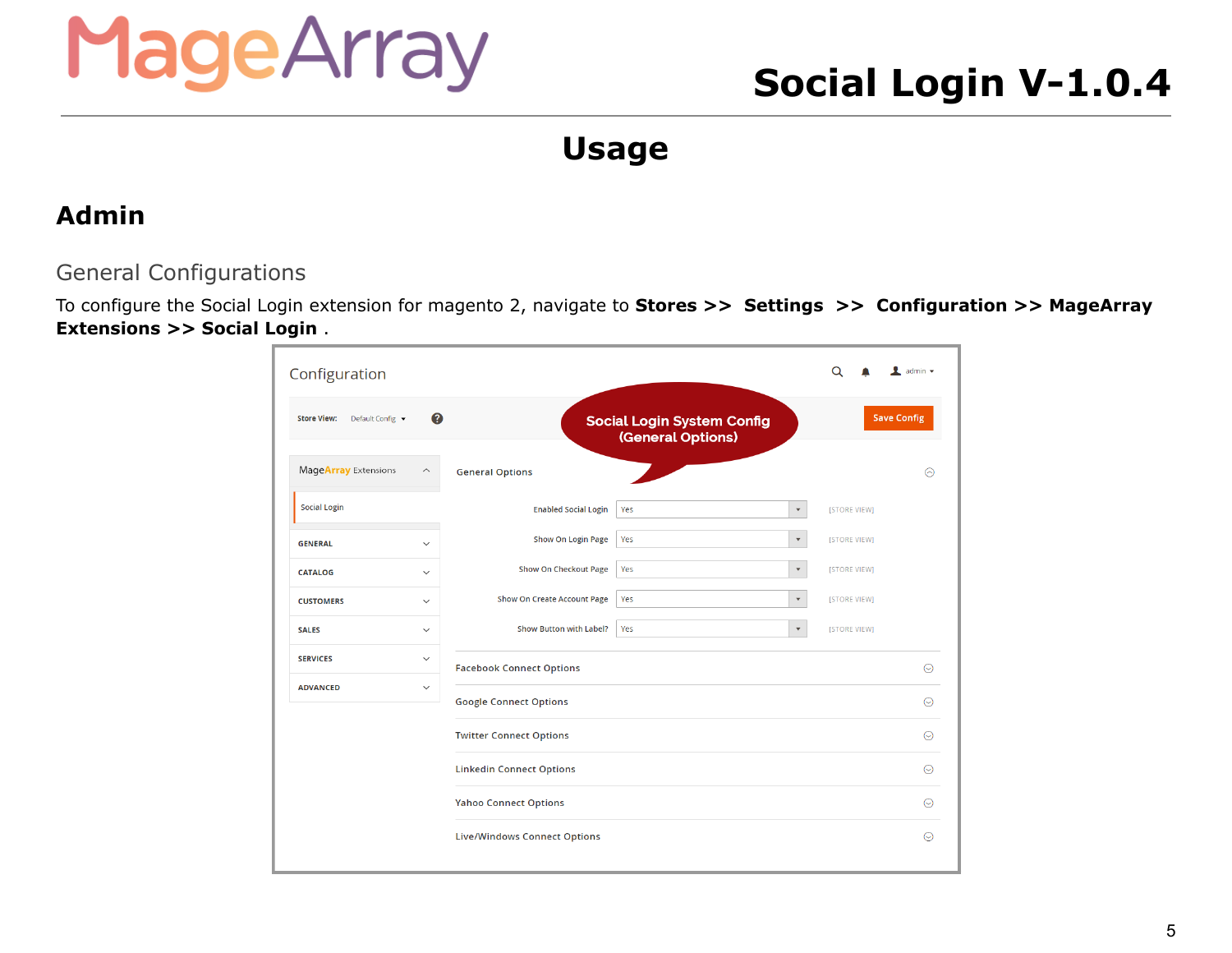# Usage

## Admin

### General Configurations

To configure the Social Login extension for magento 2, navigate to **Stores >> Settings >> Configuration >> MageArray Extensions >> Social Login** .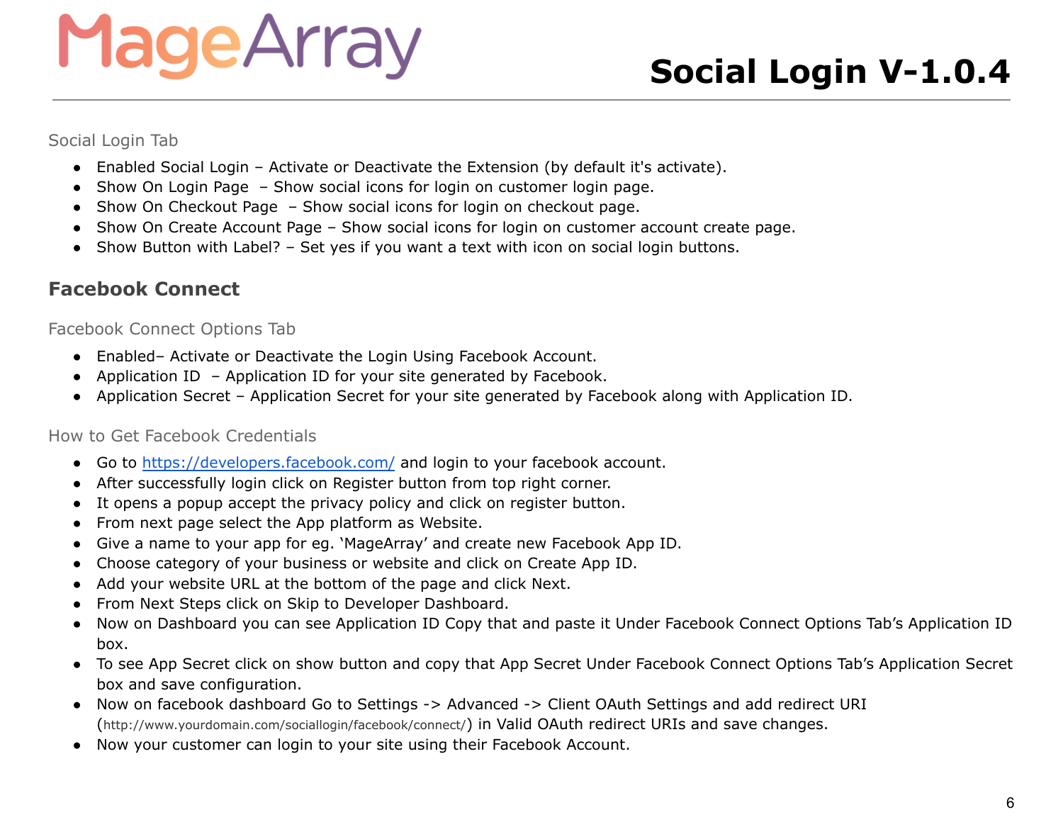### Social Login Tab

- Enabled Social Login – Activate or Deactivate the Extension (by default it's activate).
- Show On Login Page – Show social icons for login on customer login page.
- Show On Checkout Page – Show social icons for login on checkout page.
- Show On Create Account Page – Show social icons for login on customer account create page.
- Show Button with Label? – Set yes if you want a text with icon on social login buttons.

## Facebook Connect

### Facebook Connect Options Tab

- Enabled– Activate or Deactivate the Login Using Facebook Account.
- Application ID – Application ID for your site generated by Facebook.
- Application Secret – Application Secret for your site generated by Facebook along with Application ID.

### How to Get Facebook Credentials

- Go to [https://developers.facebook.com/](https://developers.facebook.com/) and login to your facebook account.
- After successfully login click on Register button from top right corner.
- It opens a popup accept the privacy policy and click on register button.
- From next page select the App platform as Website.
- Give a name to your app for eg. 'MageArray' and create new Facebook App ID.
- Choose category of your business or website and click on Create App ID.
- Add your website URL at the bottom of the page and click Next.
- From Next Steps click on Skip to Developer Dashboard.
- Now on Dashboard you can see Application ID Copy that and paste it Under Facebook Connect Options Tab's Application ID box.
- To see App Secret click on show button and copy that App Secret Under Facebook Connect Options Tab's Application Secret box and save configuration.
- Now on facebook dashboard Go to Settings -> Advanced -> Client OAuth Settings and add redirect URI (http://www.yourdomain.com/sociallogin/facebook/connect/) in Valid OAuth redirect URIs and save changes.
- Now your customer can login to your site using their Facebook Account.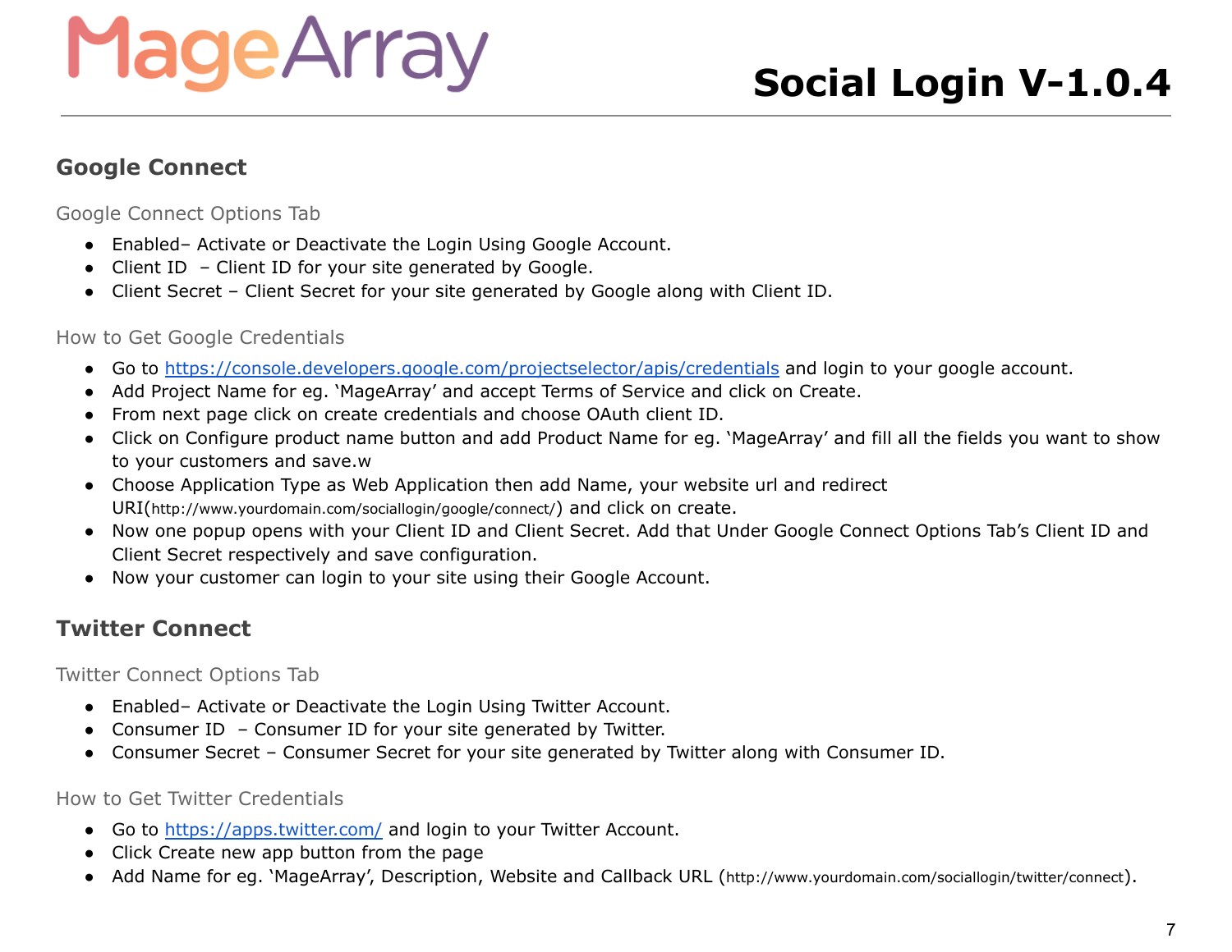## Google Connect

### Google Connect Options Tab

- Enabled– Activate or Deactivate the Login Using Google Account.
- Client ID  – Client ID for your site generated by Google.
- Client Secret – Client Secret for your site generated by Google along with Client ID.

### How to Get Google Credentials

- Go to https://console.developers.google.com/projectselector/apis/credentials and login to your google account.
- Add Project Name for eg. ‘MageArray’ and accept Terms of Service and click on Create.
- From next page click on create credentials and choose OAuth client ID.
- Click on Configure product name button and add Product Name for eg. ‘MageArray’ and fill all the fields you want to show to your customers and save.w
- Choose Application Type as Web Application then add Name, your website url and redirect URI(http://www.yourdomain.com/sociallogin/google/connect/) and click on create.
- Now one popup opens with your Client ID and Client Secret. Add that Under Google Connect Options Tab’s Client ID and Client Secret respectively and save configuration.
- Now your customer can login to your site using their Google Account.

## Twitter Connect

### Twitter Connect Options Tab

- Enabled– Activate or Deactivate the Login Using Twitter Account.
- Consumer ID  – Consumer ID for your site generated by Twitter.
- Consumer Secret – Consumer Secret for your site generated by Twitter along with Consumer ID.

### How to Get Twitter Credentials

- Go to https://apps.twitter.com/ and login to your Twitter Account.
- Click Create new app button from the page
- Add Name for eg. ‘MageArray’, Description, Website and Callback URL (http://www.yourdomain.com/sociallogin/twitter/connect).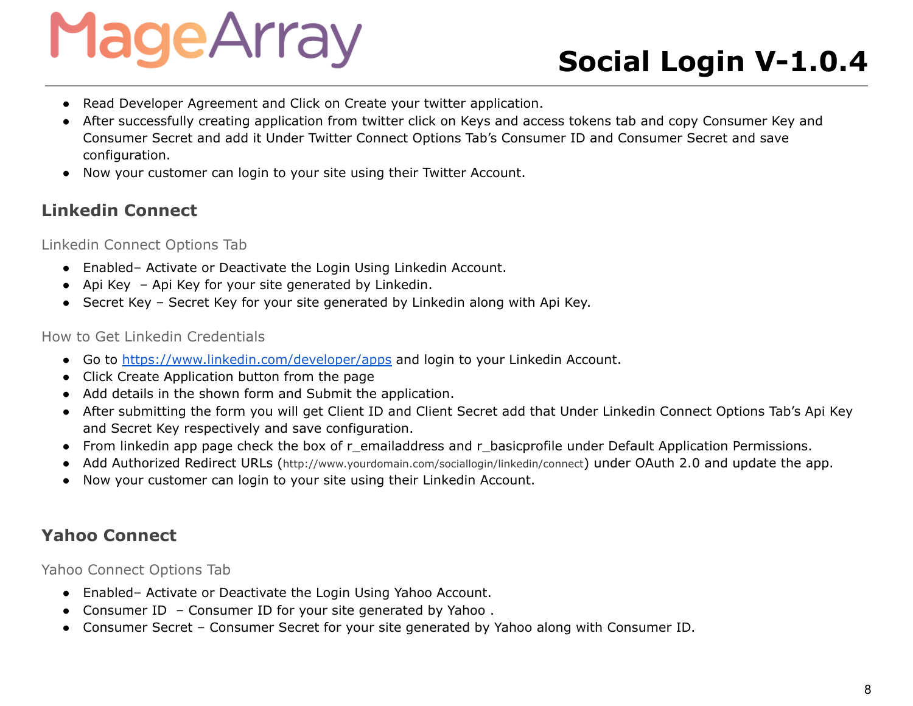- Read Developer Agreement and Click on Create your twitter application.
- After successfully creating application from twitter click on Keys and access tokens tab and copy Consumer Key and Consumer Secret and add it Under Twitter Connect Options Tab's Consumer ID and Consumer Secret and save configuration.
- Now your customer can login to your site using their Twitter Account.

## Linkedin Connect

### Linkedin Connect Options Tab

- Enabled– Activate or Deactivate the Login Using Linkedin Account.
- Api Key – Api Key for your site generated by Linkedin.
- Secret Key – Secret Key for your site generated by Linkedin along with Api Key.

### How to Get Linkedin Credentials

- Go to [https://www.linkedin.com/developer/apps](https://www.linkedin.com/developer/apps) and login to your Linkedin Account.
- Click Create Application button from the page
- Add details in the shown form and Submit the application.
- After submitting the form you will get Client ID and Client Secret add that Under Linkedin Connect Options Tab's Api Key and Secret Key respectively and save configuration.
- From linkedin app page check the box of r_emailaddress and r_basicprofile under Default Application Permissions.
- Add Authorized Redirect URLs (http://www.yourdomain.com/sociallogin/linkedin/connect) under OAuth 2.0 and update the app.
- Now your customer can login to your site using their Linkedin Account.

## Yahoo Connect

### Yahoo Connect Options Tab

- Enabled– Activate or Deactivate the Login Using Yahoo Account.
- Consumer ID – Consumer ID for your site generated by Yahoo .
- Consumer Secret – Consumer Secret for your site generated by Yahoo along with Consumer ID.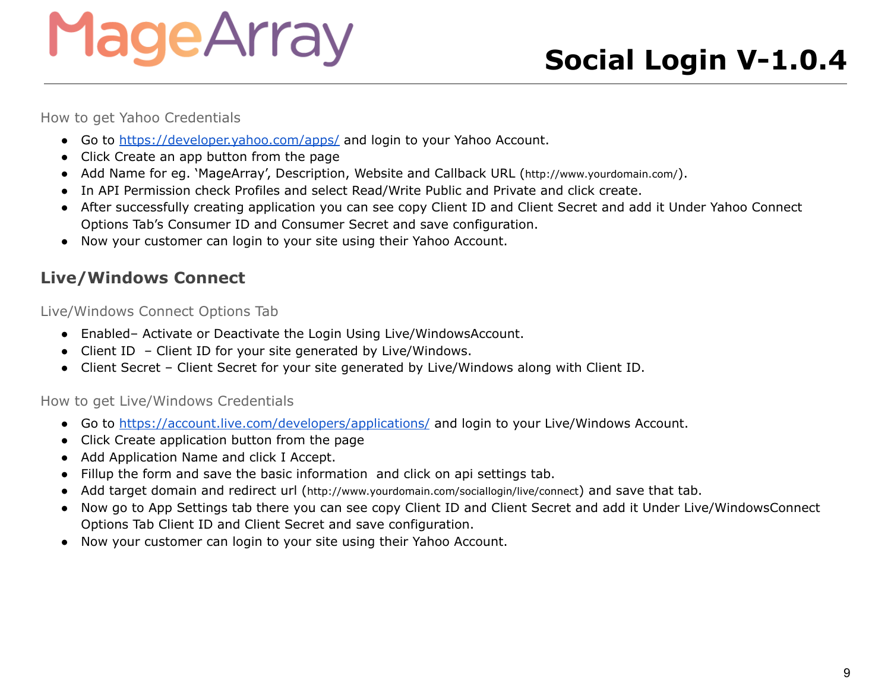### How to get Yahoo Credentials

- Go to [https://developer.yahoo.com/apps/](https://developer.yahoo.com/apps/) and login to your Yahoo Account.
- Click Create an app button from the page
- Add Name for eg. 'MageArray', Description, Website and Callback URL (http://www.yourdomain.com/).
- In API Permission check Profiles and select Read/Write Public and Private and click create.
- After successfully creating application you can see copy Client ID and Client Secret and add it Under Yahoo Connect Options Tab's Consumer ID and Consumer Secret and save configuration.
- Now your customer can login to your site using their Yahoo Account.

## Live/Windows Connect

### Live/Windows Connect Options Tab

- Enabled– Activate or Deactivate the Login Using Live/WindowsAccount.
- Client ID – Client ID for your site generated by Live/Windows.
- Client Secret – Client Secret for your site generated by Live/Windows along with Client ID.

### How to get Live/Windows Credentials

- Go to [https://account.live.com/developers/applications/](https://account.live.com/developers/applications/) and login to your Live/Windows Account.
- Click Create application button from the page
- Add Application Name and click I Accept.
- Fillup the form and save the basic information and click on api settings tab.
- Add target domain and redirect url (http://www.yourdomain.com/sociallogin/live/connect) and save that tab.
- Now go to App Settings tab there you can see copy Client ID and Client Secret and add it Under Live/WindowsConnect Options Tab Client ID and Client Secret and save configuration.
- Now your customer can login to your site using their Yahoo Account.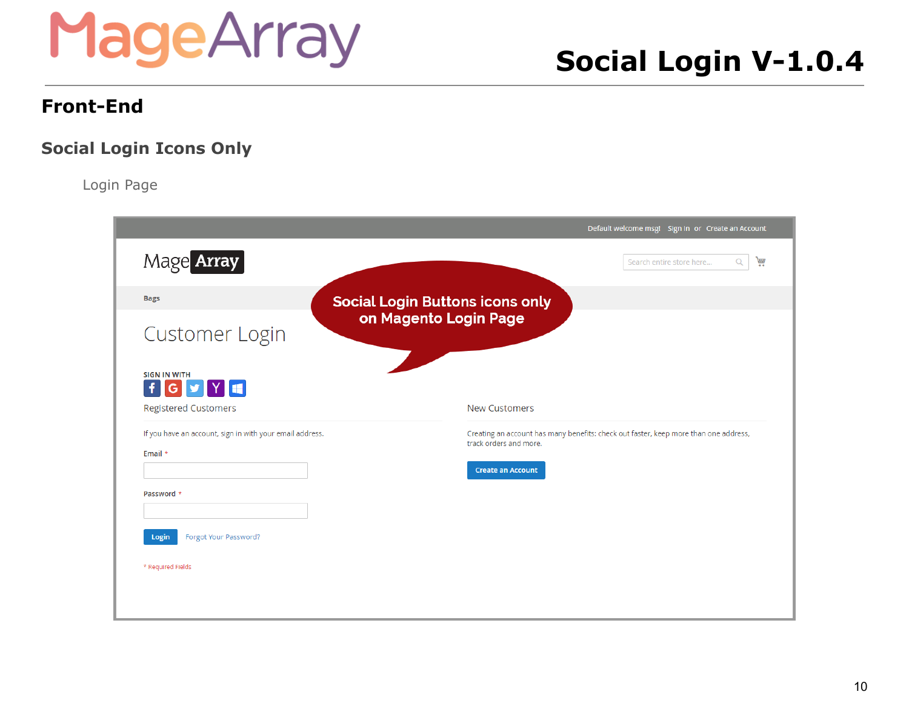## Front-End

### Social Login Icons Only

Login Page

Default welcome msg! Sign In or Create an Account

Social Login Buttons icons only on Magento Login Page

Bags

Customer Login

SIGN IN WITH

Registered Customers

If you have an account, sign in with your email address.

Email *

Password *

Login Forgot Your Password?

* Required Fields

New Customers

Creating an account has many benefits: check out faster, keep more than one address, track orders and more.

Create an Account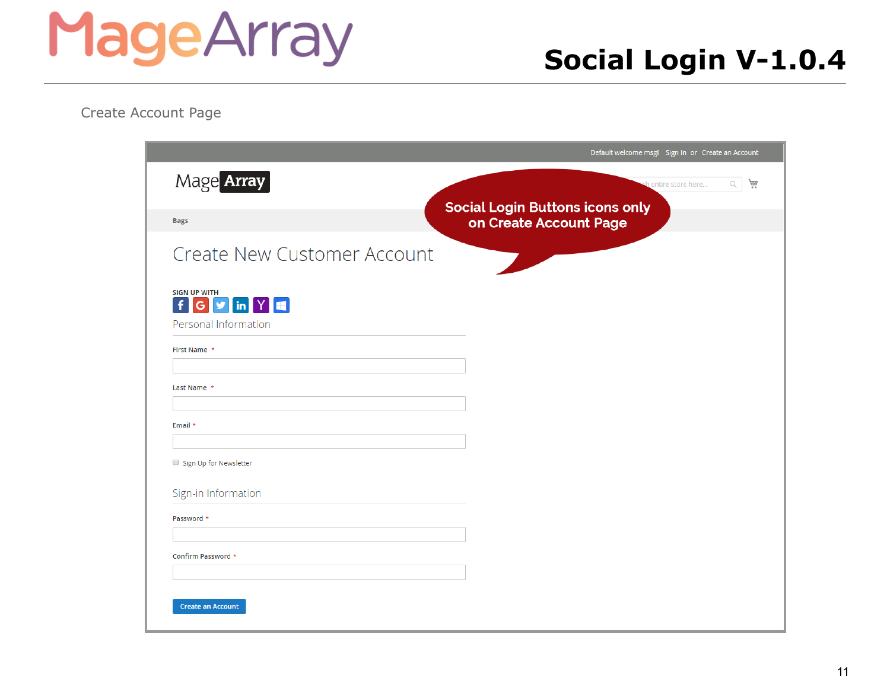Create Account Page

Default welcome msg! Sign In or Create an Account

Social Login Buttons icons only on Create Account Page

Bags

# Create New Customer Account

SIGN UP WITH

Personal Information

First Name *

Last Name *

Email *

Sign Up for Newsletter

Sign-in Information

Password *

Confirm Password *

Create an Account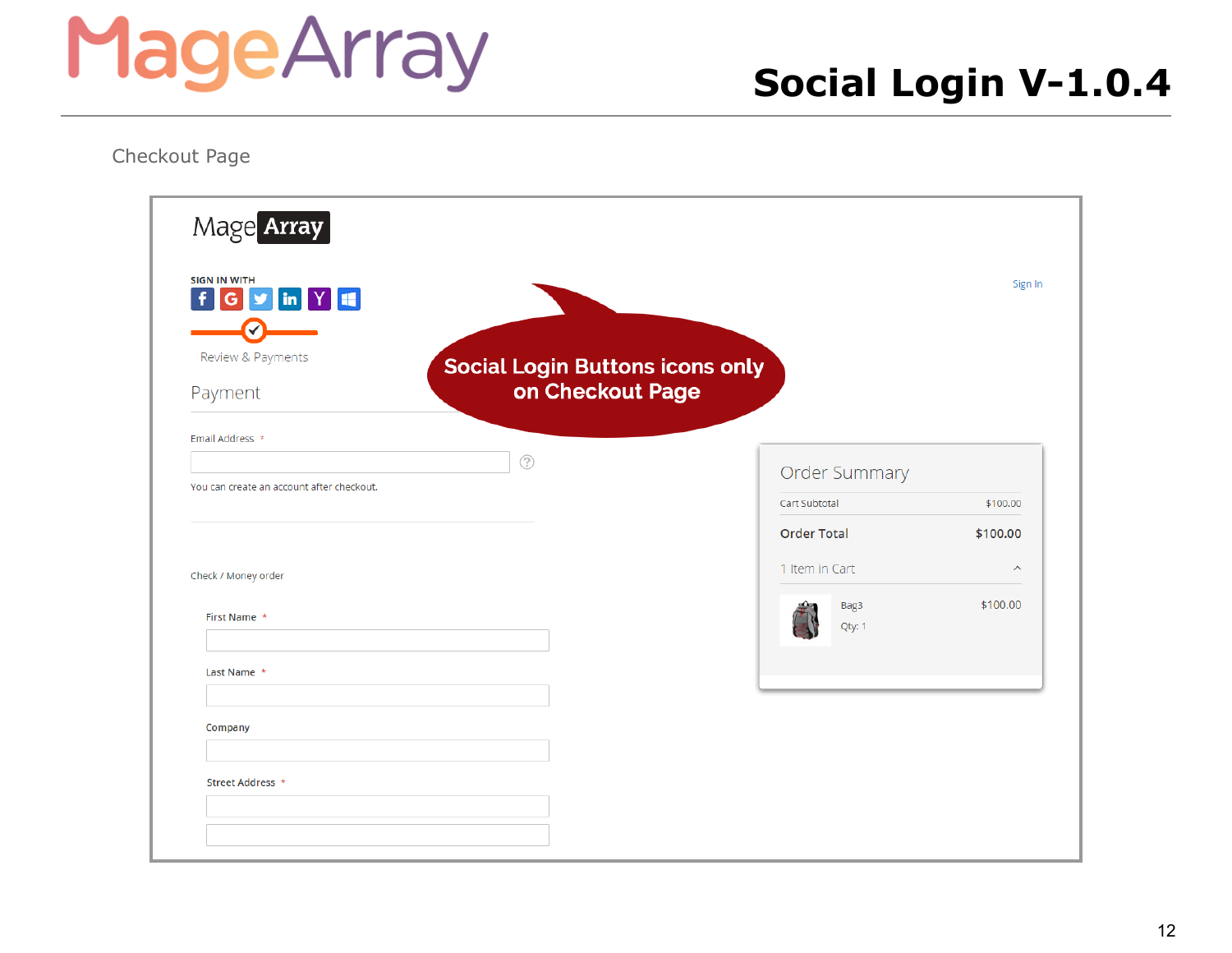Checkout Page

MageArray

SIGN IN WITH

Sign In

Review & Payments

Payment

Social Login Buttons icons only on Checkout Page

Email Address *

You can create an account after checkout.

Check / Money order

First Name *

Last Name *

Company

Street Address *

Order Summary

| Cart Subtotal | $100.00 |
|---|---|
| **Order Total** | **$100.00** |

1 Item in Cart

Bag3 $100.00

Qty: 1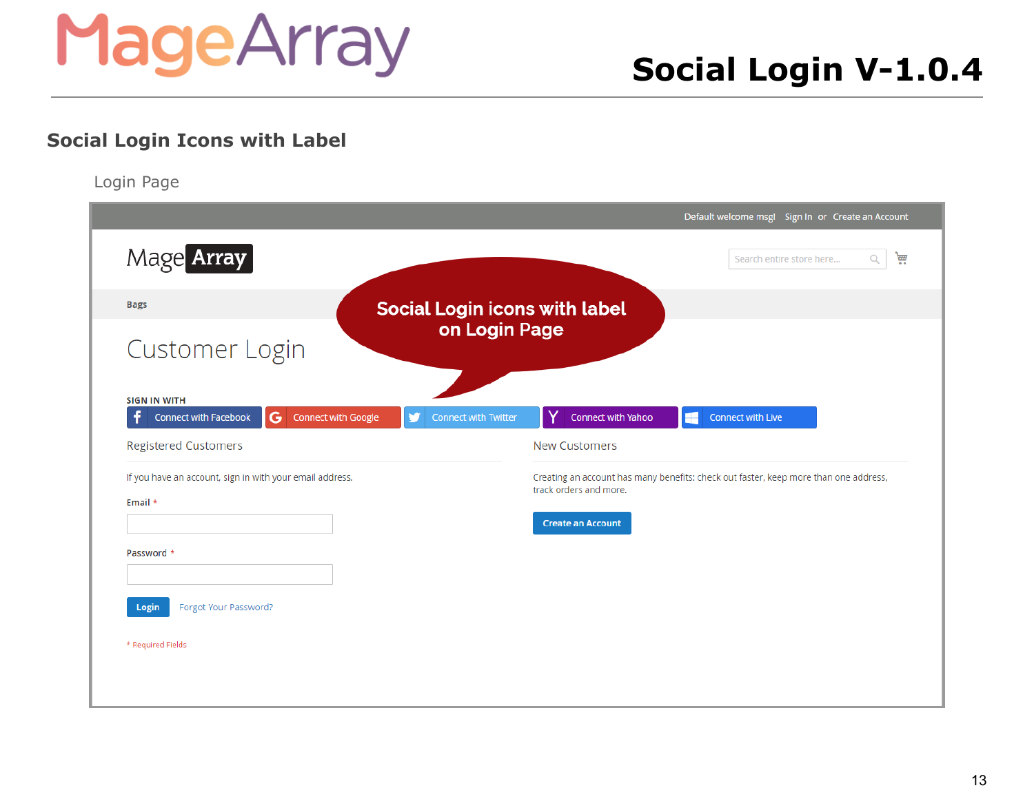## Social Login Icons with Label

Login Page

Default welcome msg! Sign In or Create an Account

Social Login icons with label on Login Page

Customer Login

SIGN IN WITH

Connect with Facebook | Connect with Google | Connect with Twitter | Connect with Yahoo | Connect with Live

Registered Customers

If you have an account, sign in with your email address.

Email *

Password *

Login Forgot Your Password?

* Required Fields

New Customers

Creating an account has many benefits: check out faster, keep more than one address, track orders and more.

Create an Account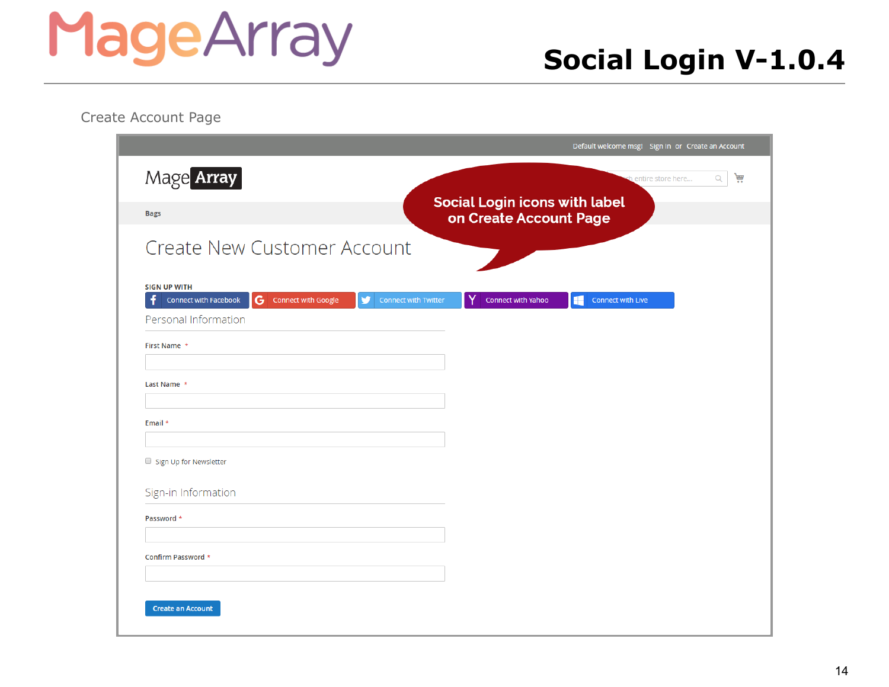Create Account Page

Default welcome msg! Sign In or Create an Account

Social Login icons with label on Create Account Page

Bags

# Create New Customer Account

**SIGN UP WITH**

Connect with Facebook | Connect with Google | Connect with Twitter | Connect with Yahoo | Connect with Live

Personal Information

First Name *

Last Name *

Email *

Sign Up for Newsletter

Sign-in Information

Password *

Confirm Password *

Create an Account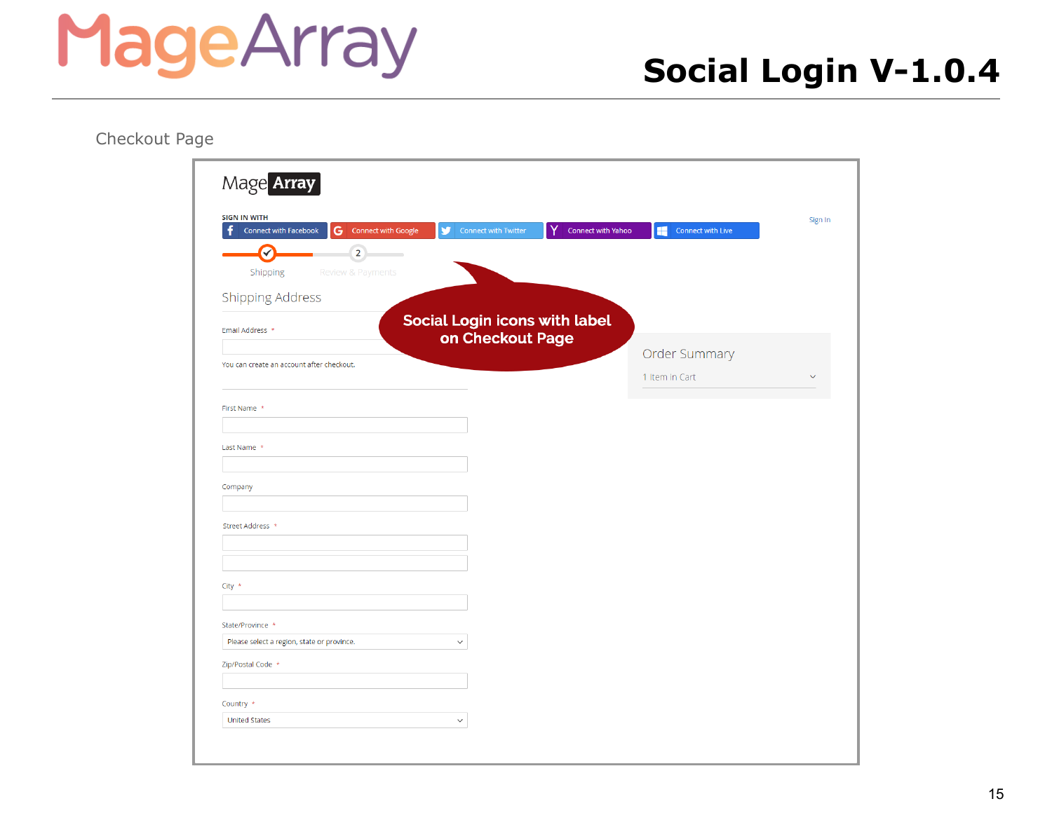# Social Login V-1.0.4

Checkout Page

MageArray

SIGN IN WITH

Connect with Facebook | Connect with Google | Connect with Twitter | Connect with Yahoo | Connect with Live

Sign In

Shipping — 2 Review & Payments

**Social Login icons with label on Checkout Page**

Shipping Address

Email Address *

You can create an account after checkout.

First Name *

Last Name *

Company

Street Address *

City *

State/Province *

Please select a region, state or province.

Zip/Postal Code *

Country *

United States

Order Summary

1 Item In Cart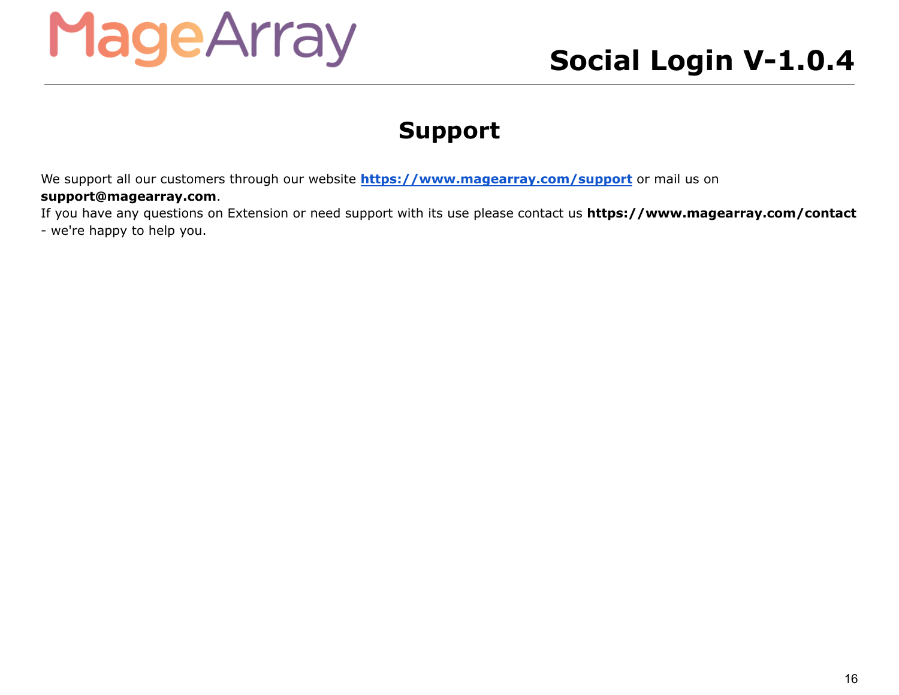## Support

We support all our customers through our website **[https://www.magearray.com/support](https://www.magearray.com/support)** or mail us on **support@magearray.com**.
If you have any questions on Extension or need support with its use please contact us **https://www.magearray.com/contact** - we're happy to help you.